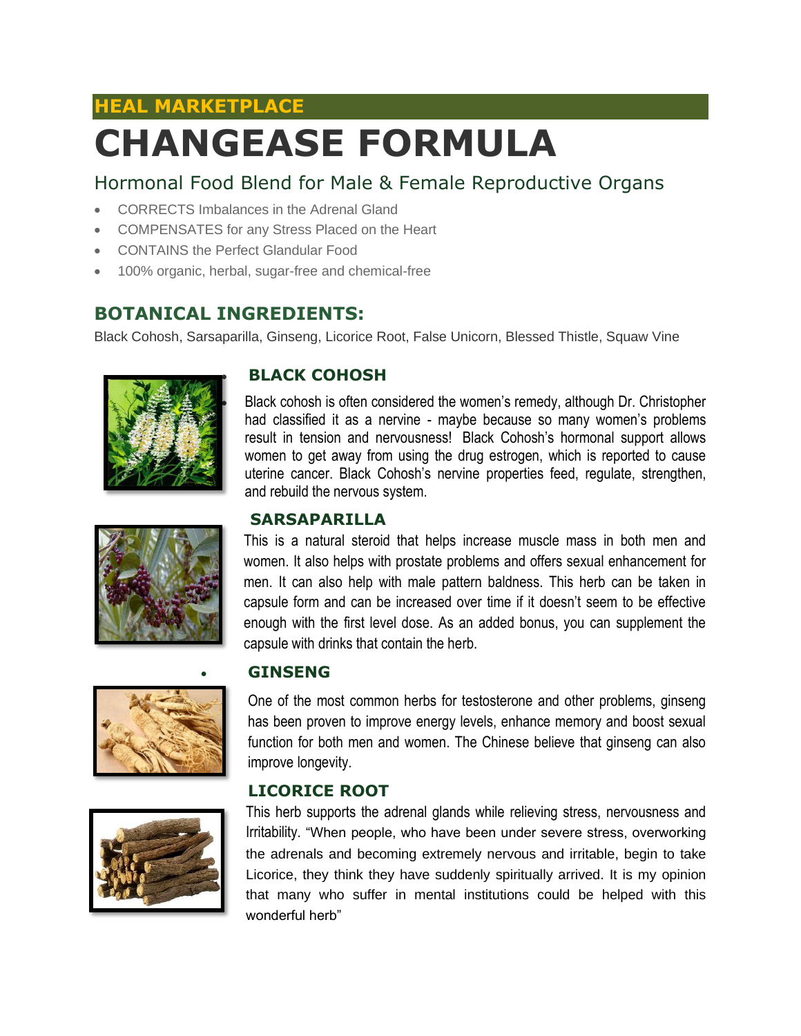**HEAL MARKETPLACE**

# CHANGEASE FORMULA

## Hormonal Food Blend for Male & Female Reproductive Organs

- CORRECTS Imbalances in the Adrenal Gland
- COMPENSATES for any Stress Placed on the Heart
- CONTAINS the Perfect Glandular Food
- 100% organic, herbal, sugar-free and chemical-free

## BOTANICAL INGREDIENTS:

Black Cohosh, Sarsaparilla, Ginseng, Licorice Root, False Unicorn, Blessed Thistle, Squaw Vine

### BLACK COHOSH

Black cohosh is often considered the women's remedy, although Dr. Christopher had classified it as a nervine - maybe because so many women's problems result in tension and nervousness! Black Cohosh's hormonal support allows women to get away from using the drug estrogen, which is reported to cause uterine cancer. Black Cohosh's nervine properties feed, regulate, strengthen, and rebuild the nervous system.

### SARSAPARILLA

This is a natural steroid that helps increase muscle mass in both men and women. It also helps with prostate problems and offers sexual enhancement for men. It can also help with male pattern baldness. This herb can be taken in capsule form and can be increased over time if it doesn't seem to be effective enough with the first level dose. As an added bonus, you can supplement the capsule with drinks that contain the herb.

### GINSENG

One of the most common herbs for testosterone and other problems, ginseng has been proven to improve energy levels, enhance memory and boost sexual function for both men and women. The Chinese believe that ginseng can also improve longevity.

### LICORICE ROOT

This herb supports the adrenal glands while relieving stress, nervousness and Irritability. "When people, who have been under severe stress, overworking the adrenals and becoming extremely nervous and irritable, begin to take Licorice, they think they have suddenly spiritually arrived. It is my opinion that many who suffer in mental institutions could be helped with this wonderful herb"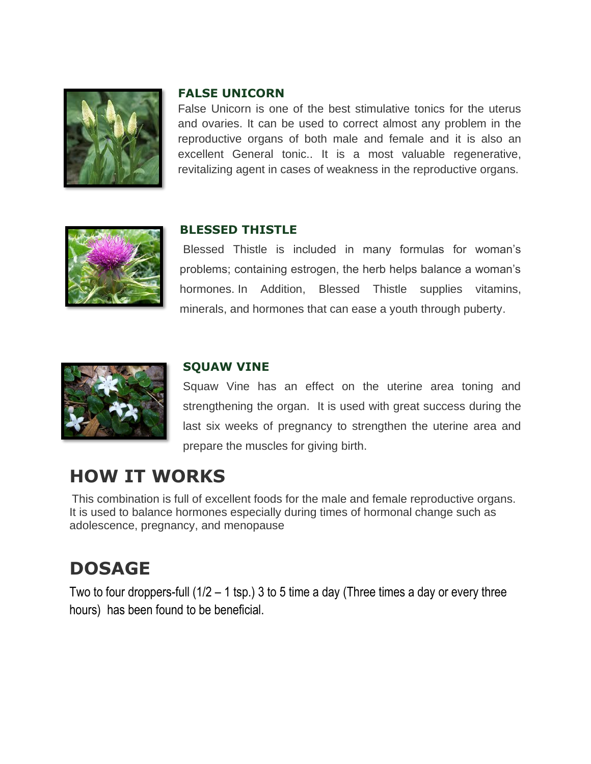### FALSE UNICORN

False Unicorn is one of the best stimulative tonics for the uterus and ovaries. It can be used to correct almost any problem in the reproductive organs of both male and female and it is also an excellent General tonic.. It is a most valuable regenerative, revitalizing agent in cases of weakness in the reproductive organs.

### BLESSED THISTLE

Blessed Thistle is included in many formulas for woman's problems; containing estrogen, the herb helps balance a woman's hormones. In Addition, Blessed Thistle supplies vitamins, minerals, and hormones that can ease a youth through puberty.

### SQUAW VINE

Squaw Vine has an effect on the uterine area toning and strengthening the organ. It is used with great success during the last six weeks of pregnancy to strengthen the uterine area and prepare the muscles for giving birth.

## HOW IT WORKS

This combination is full of excellent foods for the male and female reproductive organs. It is used to balance hormones especially during times of hormonal change such as adolescence, pregnancy, and menopause

## DOSAGE

Two to four droppers-full (1/2 – 1 tsp.) 3 to 5 time a day (Three times a day or every three hours) has been found to be beneficial.